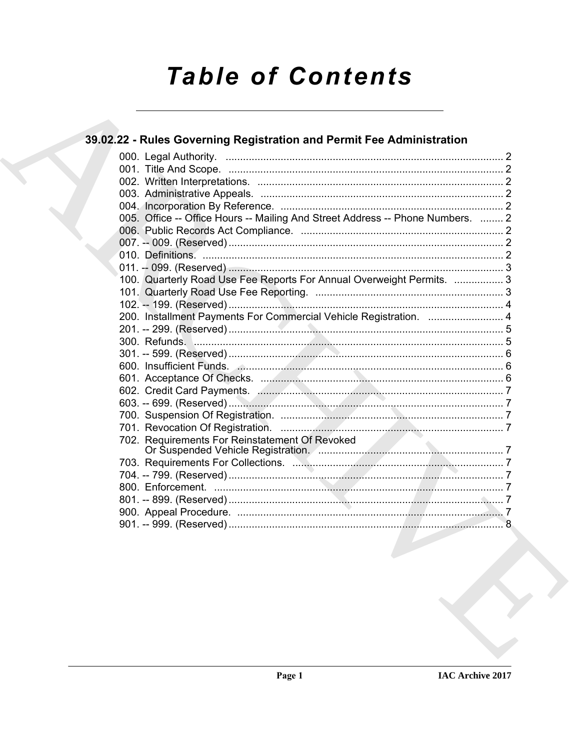# Table of Contents

## 39.02.22 - Rules Governing Registration and Permit Fee Administration

000. Legal Authority. ........................................................................................ 2
001. Title And Scope. ........................................................................................ 2
002. Written Interpretations. ........................................................................................ 2
003. Administrative Appeals. ........................................................................................ 2
004. Incorporation By Reference. ........................................................................................ 2
005. Office -- Office Hours -- Mailing And Street Address -- Phone Numbers. ........ 2
006. Public Records Act Compliance. ........................................................................................ 2
007. -- 009. (Reserved) ........................................................................................ 2
010. Definitions. ........................................................................................ 2
011. -- 099. (Reserved) ........................................................................................ 3
100. Quarterly Road Use Fee Reports For Annual Overweight Permits. ................. 3
101. Quarterly Road Use Fee Reporting. ........................................................................................ 3
102. -- 199. (Reserved) ........................................................................................ 4
200. Installment Payments For Commercial Vehicle Registration. .......................... 4
201. -- 299. (Reserved) ........................................................................................ 5
300. Refunds. ........................................................................................ 5
301. -- 599. (Reserved) ........................................................................................ 6
600. Insufficient Funds. ........................................................................................ 6
601. Acceptance Of Checks. ........................................................................................ 6
602. Credit Card Payments. ........................................................................................ 7
603. -- 699. (Reserved) ........................................................................................ 7
700. Suspension Of Registration. ........................................................................................ 7
701. Revocation Of Registration. ........................................................................................ 7
702. Requirements For Reinstatement Of Revoked Or Suspended Vehicle Registration. ........................................................................................ 7
703. Requirements For Collections. ........................................................................................ 7
704. -- 799. (Reserved) ........................................................................................ 7
800. Enforcement. ........................................................................................ 7
801. -- 899. (Reserved) ........................................................................................ 7
900. Appeal Procedure. ........................................................................................ 7
901. -- 999. (Reserved) ........................................................................................ 8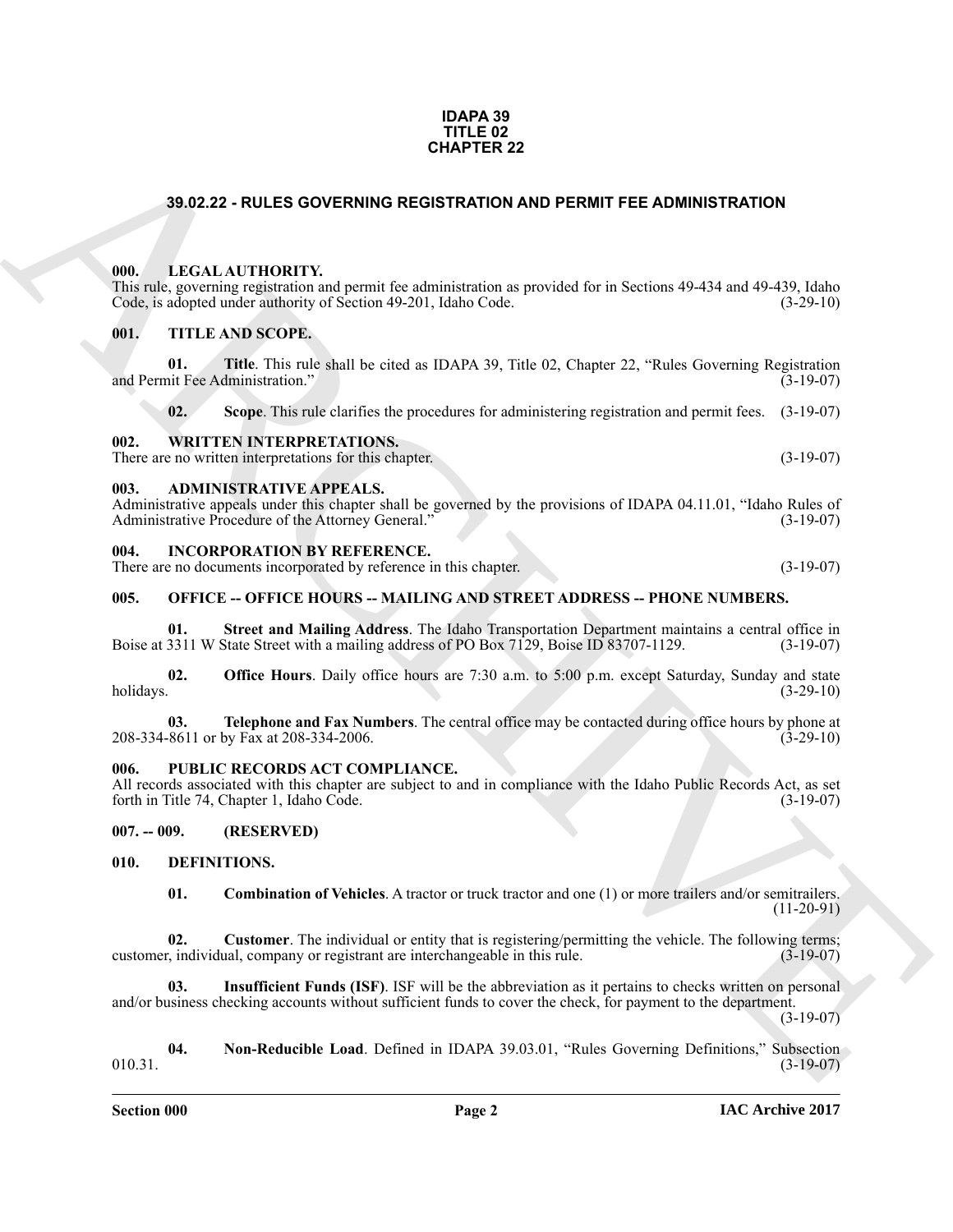**IDAPA 39**
**TITLE 02**
**CHAPTER 22**

# 39.02.22 - RULES GOVERNING REGISTRATION AND PERMIT FEE ADMINISTRATION

## 000. LEGAL AUTHORITY.

This rule, governing registration and permit fee administration as provided for in Sections 49-434 and 49-439, Idaho Code, is adopted under authority of Section 49-201, Idaho Code. (3-29-10)

## 001. TITLE AND SCOPE.

**01. Title**. This rule shall be cited as IDAPA 39, Title 02, Chapter 22, "Rules Governing Registration and Permit Fee Administration." (3-19-07)

**02. Scope**. This rule clarifies the procedures for administering registration and permit fees. (3-19-07)

## 002. WRITTEN INTERPRETATIONS.

There are no written interpretations for this chapter. (3-19-07)

## 003. ADMINISTRATIVE APPEALS.

Administrative appeals under this chapter shall be governed by the provisions of IDAPA 04.11.01, "Idaho Rules of Administrative Procedure of the Attorney General." (3-19-07)

## 004. INCORPORATION BY REFERENCE.

There are no documents incorporated by reference in this chapter. (3-19-07)

## 005. OFFICE -- OFFICE HOURS -- MAILING AND STREET ADDRESS -- PHONE NUMBERS.

**01. Street and Mailing Address**. The Idaho Transportation Department maintains a central office in Boise at 3311 W State Street with a mailing address of PO Box 7129, Boise ID 83707-1129. (3-19-07)

**02. Office Hours**. Daily office hours are 7:30 a.m. to 5:00 p.m. except Saturday, Sunday and state holidays. (3-29-10)

**03. Telephone and Fax Numbers**. The central office may be contacted during office hours by phone at 208-334-8611 or by Fax at 208-334-2006. (3-29-10)

## 006. PUBLIC RECORDS ACT COMPLIANCE.

All records associated with this chapter are subject to and in compliance with the Idaho Public Records Act, as set forth in Title 74, Chapter 1, Idaho Code. (3-19-07)

## 007. -- 009. (RESERVED)

## 010. DEFINITIONS.

**01. Combination of Vehicles**. A tractor or truck tractor and one (1) or more trailers and/or semitrailers. (11-20-91)

**02. Customer**. The individual or entity that is registering/permitting the vehicle. The following terms; customer, individual, company or registrant are interchangeable in this rule. (3-19-07)

**03. Insufficient Funds (ISF)**. ISF will be the abbreviation as it pertains to checks written on personal and/or business checking accounts without sufficient funds to cover the check, for payment to the department. (3-19-07)

**04. Non-Reducible Load**. Defined in IDAPA 39.03.01, "Rules Governing Definitions," Subsection 010.31. (3-19-07)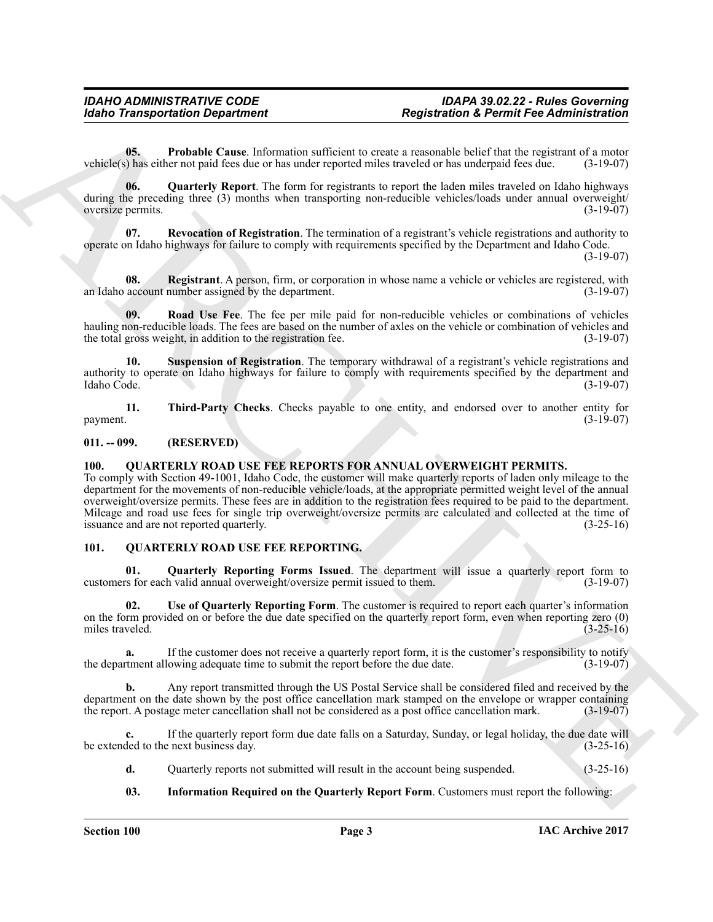**05. Probable Cause**. Information sufficient to create a reasonable belief that the registrant of a motor vehicle(s) has either not paid fees due or has under reported miles traveled or has underpaid fees due. (3-19-07)

**06. Quarterly Report**. The form for registrants to report the laden miles traveled on Idaho highways during the preceding three (3) months when transporting non-reducible vehicles/loads under annual overweight/ oversize permits. (3-19-07)

**07. Revocation of Registration**. The termination of a registrant's vehicle registrations and authority to operate on Idaho highways for failure to comply with requirements specified by the Department and Idaho Code. (3-19-07)

**08. Registrant**. A person, firm, or corporation in whose name a vehicle or vehicles are registered, with an Idaho account number assigned by the department. (3-19-07)

**09. Road Use Fee**. The fee per mile paid for non-reducible vehicles or combinations of vehicles hauling non-reducible loads. The fees are based on the number of axles on the vehicle or combination of vehicles and the total gross weight, in addition to the registration fee. (3-19-07)

**10. Suspension of Registration**. The temporary withdrawal of a registrant's vehicle registrations and authority to operate on Idaho highways for failure to comply with requirements specified by the department and Idaho Code. (3-19-07)

**11. Third-Party Checks**. Checks payable to one entity, and endorsed over to another entity for payment. (3-19-07)

## 011. -- 099. (RESERVED)

## 100. QUARTERLY ROAD USE FEE REPORTS FOR ANNUAL OVERWEIGHT PERMITS.

To comply with Section 49-1001, Idaho Code, the customer will make quarterly reports of laden only mileage to the department for the movements of non-reducible vehicle/loads, at the appropriate permitted weight level of the annual overweight/oversize permits. These fees are in addition to the registration fees required to be paid to the department. Mileage and road use fees for single trip overweight/oversize permits are calculated and collected at the time of issuance and are not reported quarterly. (3-25-16)

## 101. QUARTERLY ROAD USE FEE REPORTING.

**01. Quarterly Reporting Forms Issued**. The department will issue a quarterly report form to customers for each valid annual overweight/oversize permit issued to them. (3-19-07)

**02. Use of Quarterly Reporting Form**. The customer is required to report each quarter's information on the form provided on or before the due date specified on the quarterly report form, even when reporting zero (0) miles traveled. (3-25-16)

**a.** If the customer does not receive a quarterly report form, it is the customer's responsibility to notify the department allowing adequate time to submit the report before the due date. (3-19-07)

**b.** Any report transmitted through the US Postal Service shall be considered filed and received by the department on the date shown by the post office cancellation mark stamped on the envelope or wrapper containing the report. A postage meter cancellation shall not be considered as a post office cancellation mark. (3-19-07)

**c.** If the quarterly report form due date falls on a Saturday, Sunday, or legal holiday, the due date will be extended to the next business day. (3-25-16)

**d.** Quarterly reports not submitted will result in the account being suspended. (3-25-16)

**03. Information Required on the Quarterly Report Form**. Customers must report the following: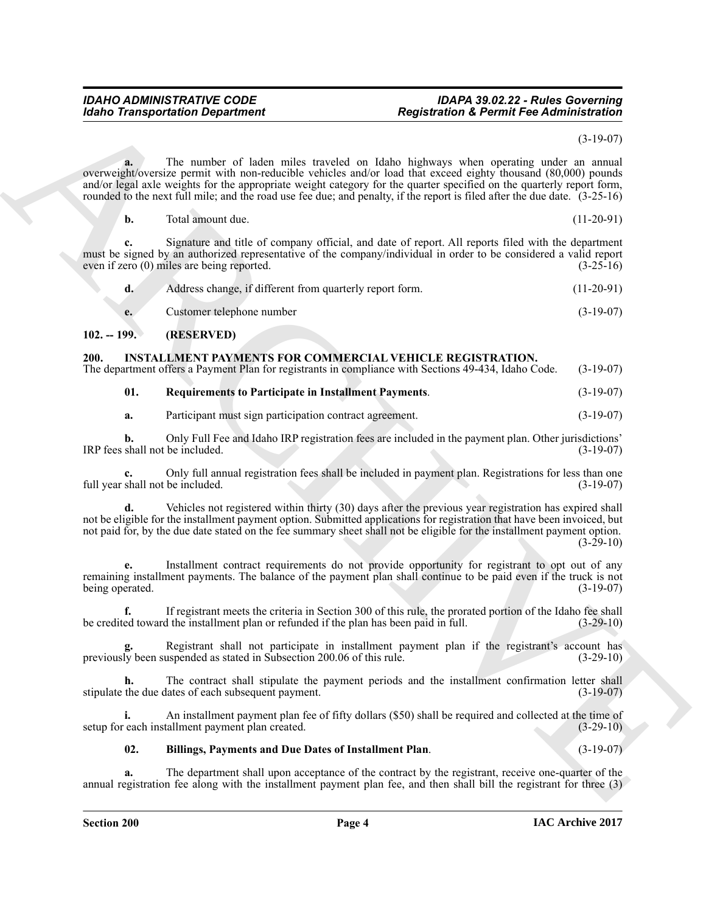(3-19-07)

**a.** The number of laden miles traveled on Idaho highways when operating under an annual overweight/oversize permit with non-reducible vehicles and/or load that exceed eighty thousand (80,000) pounds and/or legal axle weights for the appropriate weight category for the quarter specified on the quarterly report form, rounded to the next full mile; and the road use fee due; and penalty, if the report is filed after the due date. (3-25-16)

**b.** Total amount due. (11-20-91)

**c.** Signature and title of company official, and date of report. All reports filed with the department must be signed by an authorized representative of the company/individual in order to be considered a valid report even if zero (0) miles are being reported. (3-25-16)

**d.** Address change, if different from quarterly report form. (11-20-91)

**e.** Customer telephone number (3-19-07)

**102. -- 199. (RESERVED)**

**200. INSTALLMENT PAYMENTS FOR COMMERCIAL VEHICLE REGISTRATION.**

The department offers a Payment Plan for registrants in compliance with Sections 49-434, Idaho Code. (3-19-07)

**01. Requirements to Participate in Installment Payments**. (3-19-07)

**a.** Participant must sign participation contract agreement. (3-19-07)

**b.** Only Full Fee and Idaho IRP registration fees are included in the payment plan. Other jurisdictions' IRP fees shall not be included. (3-19-07)

**c.** Only full annual registration fees shall be included in payment plan. Registrations for less than one full year shall not be included. (3-19-07)

**d.** Vehicles not registered within thirty (30) days after the previous year registration has expired shall not be eligible for the installment payment option. Submitted applications for registration that have been invoiced, but not paid for, by the due date stated on the fee summary sheet shall not be eligible for the installment payment option. (3-29-10)

**e.** Installment contract requirements do not provide opportunity for registrant to opt out of any remaining installment payments. The balance of the payment plan shall continue to be paid even if the truck is not being operated. (3-19-07)

**f.** If registrant meets the criteria in Section 300 of this rule, the prorated portion of the Idaho fee shall be credited toward the installment plan or refunded if the plan has been paid in full. (3-29-10)

**g.** Registrant shall not participate in installment payment plan if the registrant's account has previously been suspended as stated in Subsection 200.06 of this rule. (3-29-10)

**h.** The contract shall stipulate the payment periods and the installment confirmation letter shall stipulate the due dates of each subsequent payment. (3-19-07)

**i.** An installment payment plan fee of fifty dollars ($50) shall be required and collected at the time of setup for each installment payment plan created. (3-29-10)

**02. Billings, Payments and Due Dates of Installment Plan**. (3-19-07)

**a.** The department shall upon acceptance of the contract by the registrant, receive one-quarter of the annual registration fee along with the installment payment plan fee, and then shall bill the registrant for three (3)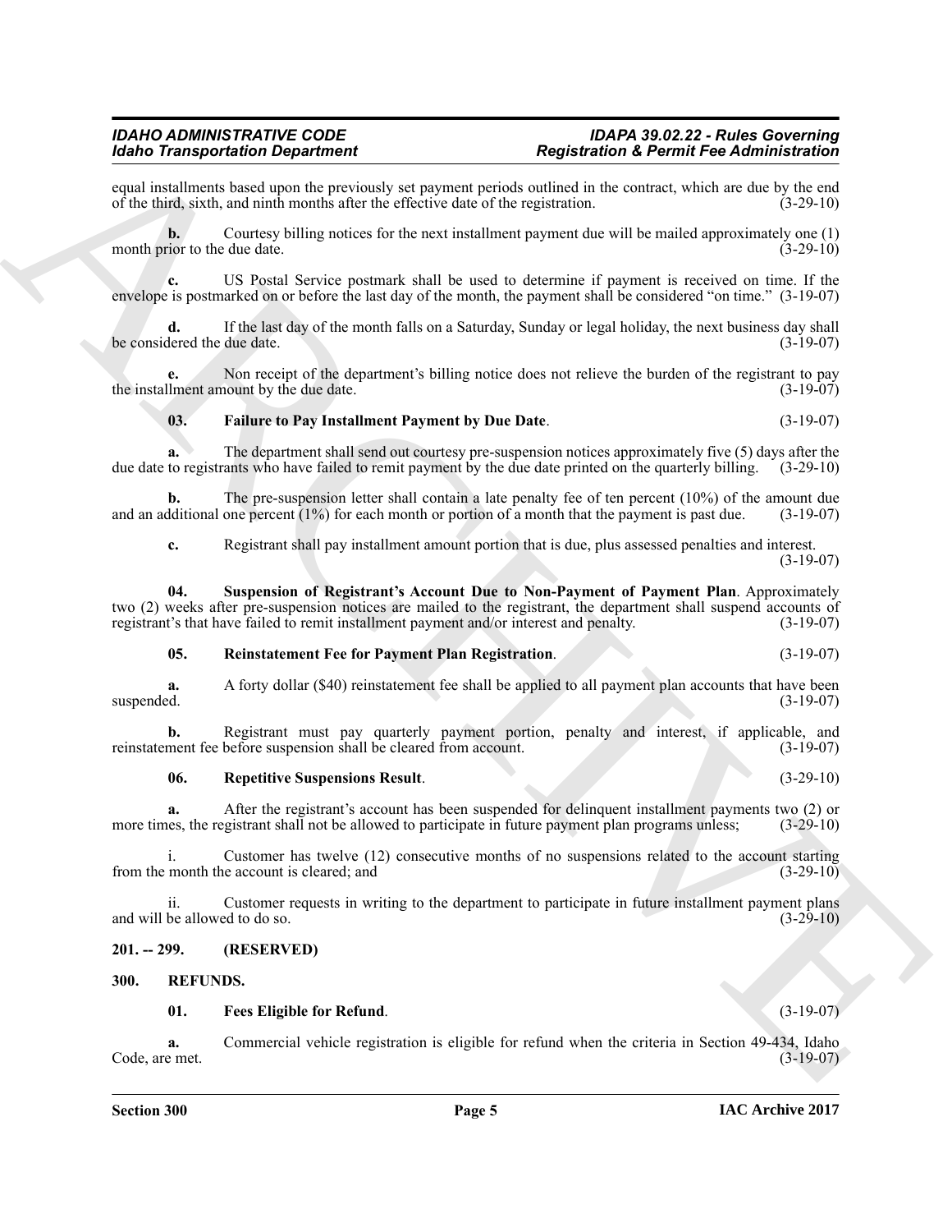equal installments based upon the previously set payment periods outlined in the contract, which are due by the end of the third, sixth, and ninth months after the effective date of the registration. (3-29-10)

**b.** Courtesy billing notices for the next installment payment due will be mailed approximately one (1) month prior to the due date. (3-29-10)

**c.** US Postal Service postmark shall be used to determine if payment is received on time. If the envelope is postmarked on or before the last day of the month, the payment shall be considered "on time." (3-19-07)

**d.** If the last day of the month falls on a Saturday, Sunday or legal holiday, the next business day shall be considered the due date. (3-19-07)

**e.** Non receipt of the department's billing notice does not relieve the burden of the registrant to pay the installment amount by the due date. (3-19-07)

**03. Failure to Pay Installment Payment by Due Date**. (3-19-07)

**a.** The department shall send out courtesy pre-suspension notices approximately five (5) days after the due date to registrants who have failed to remit payment by the due date printed on the quarterly billing. (3-29-10)

**b.** The pre-suspension letter shall contain a late penalty fee of ten percent (10%) of the amount due and an additional one percent (1%) for each month or portion of a month that the payment is past due. (3-19-07)

**c.** Registrant shall pay installment amount portion that is due, plus assessed penalties and interest. (3-19-07)

**04. Suspension of Registrant's Account Due to Non-Payment of Payment Plan**. Approximately two (2) weeks after pre-suspension notices are mailed to the registrant, the department shall suspend accounts of registrant's that have failed to remit installment payment and/or interest and penalty. (3-19-07)

**05. Reinstatement Fee for Payment Plan Registration**. (3-19-07)

**a.** A forty dollar ($40) reinstatement fee shall be applied to all payment plan accounts that have been suspended. (3-19-07)

**b.** Registrant must pay quarterly payment portion, penalty and interest, if applicable, and reinstatement fee before suspension shall be cleared from account. (3-19-07)

**06. Repetitive Suspensions Result**. (3-29-10)

**a.** After the registrant's account has been suspended for delinquent installment payments two (2) or more times, the registrant shall not be allowed to participate in future payment plan programs unless; (3-29-10)

i. Customer has twelve (12) consecutive months of no suspensions related to the account starting from the month the account is cleared; and (3-29-10)

ii. Customer requests in writing to the department to participate in future installment payment plans and will be allowed to do so. (3-29-10)

## 201. -- 299. (RESERVED)

## 300. REFUNDS.

**01. Fees Eligible for Refund**. (3-19-07)

**a.** Commercial vehicle registration is eligible for refund when the criteria in Section 49-434, Idaho Code, are met. (3-19-07)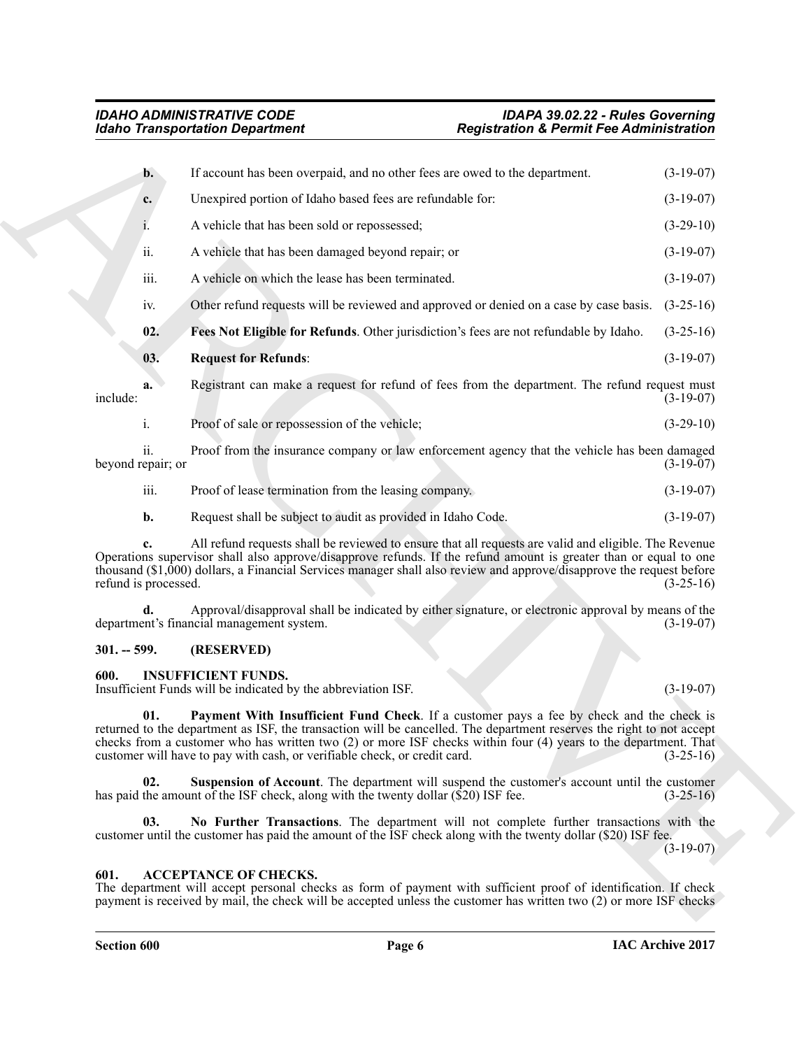**b.** If account has been overpaid, and no other fees are owed to the department. (3-19-07)

**c.** Unexpired portion of Idaho based fees are refundable for: (3-19-07)

i. A vehicle that has been sold or repossessed; (3-29-10)

ii. A vehicle that has been damaged beyond repair; or (3-19-07)

iii. A vehicle on which the lease has been terminated. (3-19-07)

iv. Other refund requests will be reviewed and approved or denied on a case by case basis. (3-25-16)

**02. Fees Not Eligible for Refunds**. Other jurisdiction's fees are not refundable by Idaho. (3-25-16)

**03. Request for Refunds**: (3-19-07)

**a.** Registrant can make a request for refund of fees from the department. The refund request must include: (3-19-07)

i. Proof of sale or repossession of the vehicle; (3-29-10)

ii. Proof from the insurance company or law enforcement agency that the vehicle has been damaged beyond repair; or (3-19-07)

iii. Proof of lease termination from the leasing company. (3-19-07)

**b.** Request shall be subject to audit as provided in Idaho Code. (3-19-07)

**c.** All refund requests shall be reviewed to ensure that all requests are valid and eligible. The Revenue Operations supervisor shall also approve/disapprove refunds. If the refund amount is greater than or equal to one thousand ($1,000) dollars, a Financial Services manager shall also review and approve/disapprove the request before refund is processed. (3-25-16)

**d.** Approval/disapproval shall be indicated by either signature, or electronic approval by means of the department's financial management system. (3-19-07)

## 301. -- 599. (RESERVED)

## 600. INSUFFICIENT FUNDS.

Insufficient Funds will be indicated by the abbreviation ISF. (3-19-07)

**01. Payment With Insufficient Fund Check**. If a customer pays a fee by check and the check is returned to the department as ISF, the transaction will be cancelled. The department reserves the right to not accept checks from a customer who has written two (2) or more ISF checks within four (4) years to the department. That customer will have to pay with cash, or verifiable check, or credit card. (3-25-16)

**02. Suspension of Account**. The department will suspend the customer's account until the customer has paid the amount of the ISF check, along with the twenty dollar ($20) ISF fee. (3-25-16)

**03. No Further Transactions**. The department will not complete further transactions with the customer until the customer has paid the amount of the ISF check along with the twenty dollar ($20) ISF fee. (3-19-07)

## 601. ACCEPTANCE OF CHECKS.

The department will accept personal checks as form of payment with sufficient proof of identification. If check payment is received by mail, the check will be accepted unless the customer has written two (2) or more ISF checks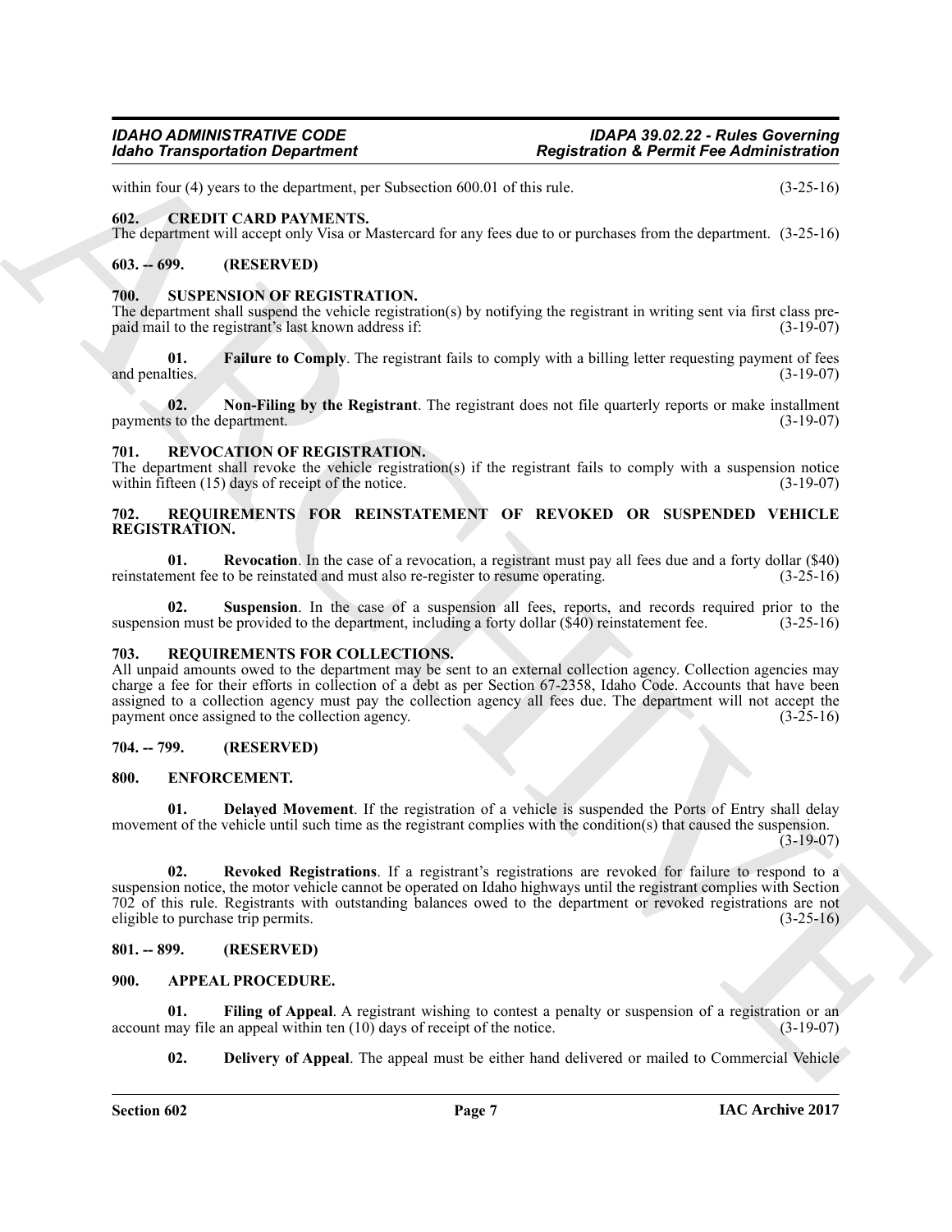within four (4) years to the department, per Subsection 600.01 of this rule. (3-25-16)

### 602. CREDIT CARD PAYMENTS.

The department will accept only Visa or Mastercard for any fees due to or purchases from the department. (3-25-16)

### 603. -- 699. (RESERVED)

### 700. SUSPENSION OF REGISTRATION.

The department shall suspend the vehicle registration(s) by notifying the registrant in writing sent via first class pre-paid mail to the registrant's last known address if: (3-19-07)

**01. Failure to Comply**. The registrant fails to comply with a billing letter requesting payment of fees and penalties. (3-19-07)

**02. Non-Filing by the Registrant**. The registrant does not file quarterly reports or make installment payments to the department. (3-19-07)

### 701. REVOCATION OF REGISTRATION.

The department shall revoke the vehicle registration(s) if the registrant fails to comply with a suspension notice within fifteen (15) days of receipt of the notice. (3-19-07)

### 702. REQUIREMENTS FOR REINSTATEMENT OF REVOKED OR SUSPENDED VEHICLE REGISTRATION.

**01. Revocation**. In the case of a revocation, a registrant must pay all fees due and a forty dollar ($40) reinstatement fee to be reinstated and must also re-register to resume operating. (3-25-16)

**02. Suspension**. In the case of a suspension all fees, reports, and records required prior to the suspension must be provided to the department, including a forty dollar ($40) reinstatement fee. (3-25-16)

### 703. REQUIREMENTS FOR COLLECTIONS.

All unpaid amounts owed to the department may be sent to an external collection agency. Collection agencies may charge a fee for their efforts in collection of a debt as per Section 67-2358, Idaho Code. Accounts that have been assigned to a collection agency must pay the collection agency all fees due. The department will not accept the payment once assigned to the collection agency. (3-25-16)

### 704. -- 799. (RESERVED)

### 800. ENFORCEMENT.

**01. Delayed Movement**. If the registration of a vehicle is suspended the Ports of Entry shall delay movement of the vehicle until such time as the registrant complies with the condition(s) that caused the suspension. (3-19-07)

**02. Revoked Registrations**. If a registrant's registrations are revoked for failure to respond to a suspension notice, the motor vehicle cannot be operated on Idaho highways until the registrant complies with Section 702 of this rule. Registrants with outstanding balances owed to the department or revoked registrations are not eligible to purchase trip permits. (3-25-16)

### 801. -- 899. (RESERVED)

### 900. APPEAL PROCEDURE.

**01. Filing of Appeal**. A registrant wishing to contest a penalty or suspension of a registration or an account may file an appeal within ten (10) days of receipt of the notice. (3-19-07)

**02. Delivery of Appeal**. The appeal must be either hand delivered or mailed to Commercial Vehicle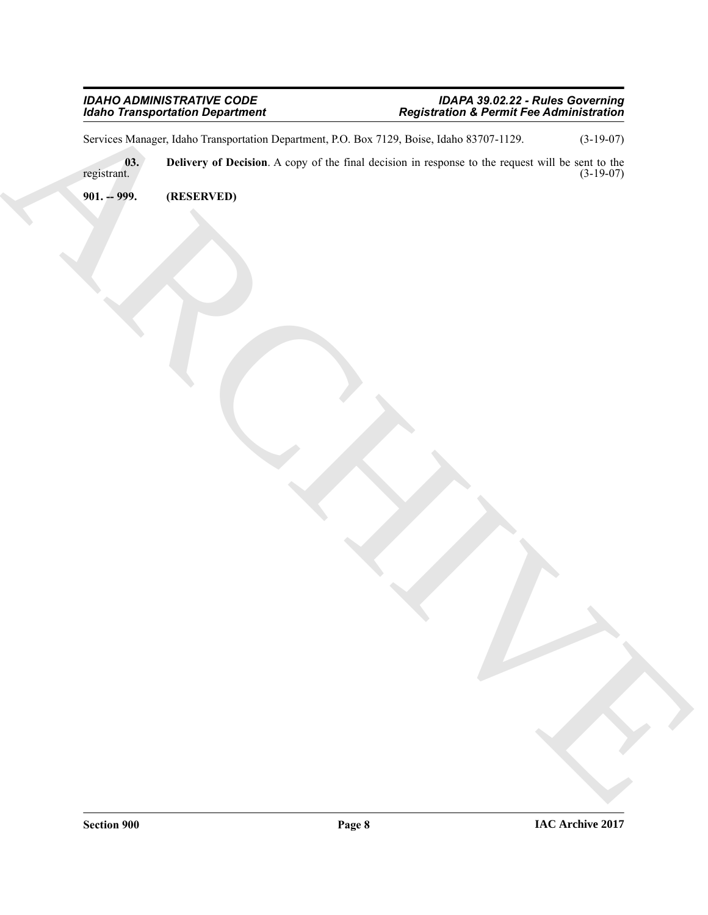Services Manager, Idaho Transportation Department, P.O. Box 7129, Boise, Idaho 83707-1129. (3-19-07)

**03. Delivery of Decision**. A copy of the final decision in response to the request will be sent to the registrant. (3-19-07)

**901. -- 999. (RESERVED)**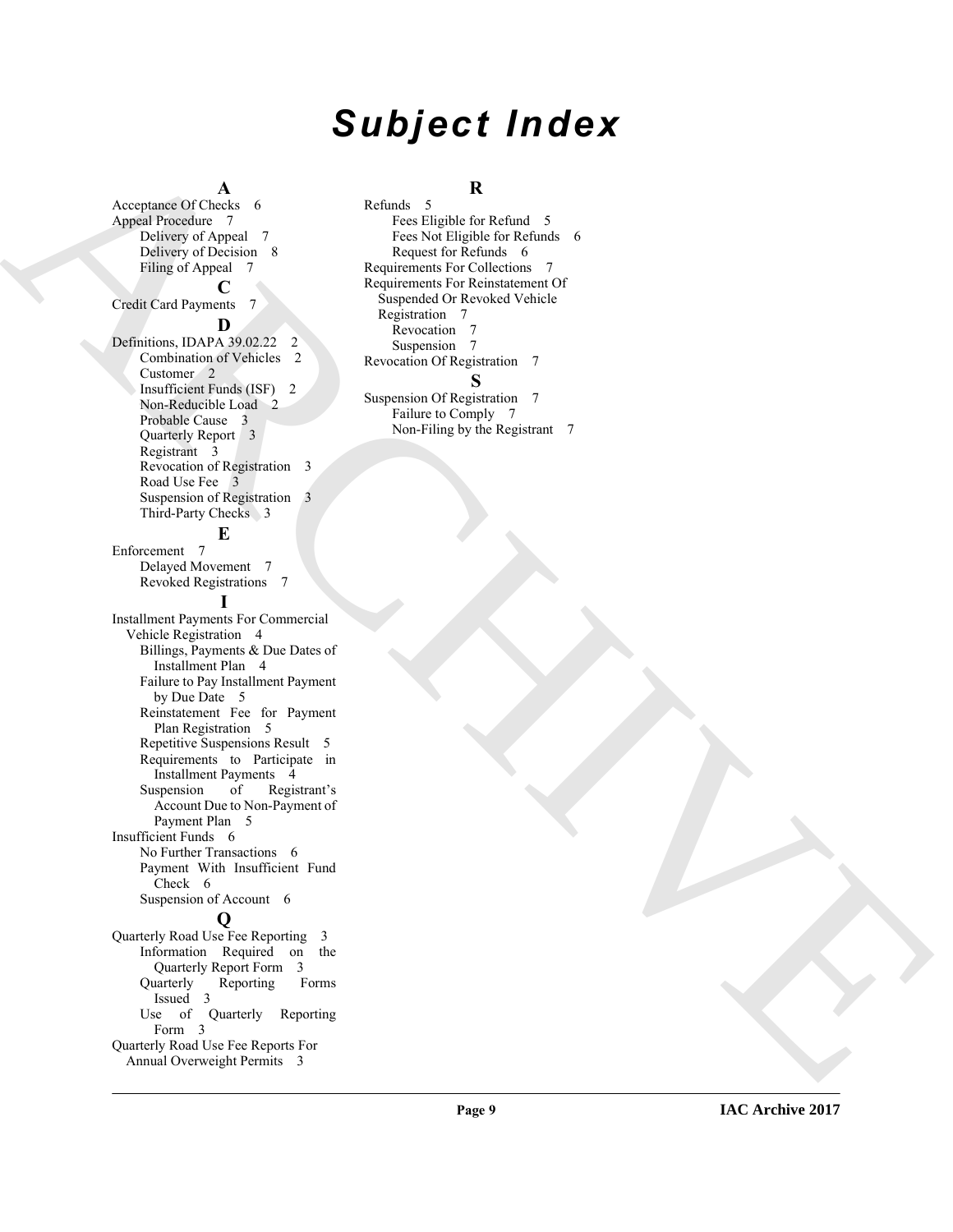# Subject Index

**A**

Acceptance Of Checks 6
Appeal Procedure 7
- Delivery of Appeal 7
- Delivery of Decision 8
- Filing of Appeal 7

**C**

Credit Card Payments 7

**D**

Definitions, IDAPA 39.02.22 2
- Combination of Vehicles 2
- Customer 2
- Insufficient Funds (ISF) 2
- Non-Reducible Load 2
- Probable Cause 3
- Quarterly Report 3
- Registrant 3
- Revocation of Registration 3
- Road Use Fee 3
- Suspension of Registration 3
- Third-Party Checks 3

**E**

Enforcement 7
- Delayed Movement 7
- Revoked Registrations 7

**I**

Installment Payments For Commercial Vehicle Registration 4
- Billings, Payments & Due Dates of Installment Plan 4
- Failure to Pay Installment Payment by Due Date 5
- Reinstatement Fee for Payment Plan Registration 5
- Repetitive Suspensions Result 5
- Requirements to Participate in Installment Payments 4
- Suspension of Registrant's Account Due to Non-Payment of Payment Plan 5

Insufficient Funds 6
- No Further Transactions 6
- Payment With Insufficient Fund Check 6
- Suspension of Account 6

**Q**

Quarterly Road Use Fee Reporting 3
- Information Required on the Quarterly Report Form 3
- Quarterly Reporting Forms Issued 3
- Use of Quarterly Reporting Form 3

Quarterly Road Use Fee Reports For Annual Overweight Permits 3

**R**

Refunds 5
- Fees Eligible for Refund 5
- Fees Not Eligible for Refunds 6
- Request for Refunds 6

Requirements For Collections 7
Requirements For Reinstatement Of Suspended Or Revoked Vehicle Registration 7
- Revocation 7
- Suspension 7

Revocation Of Registration 7

**S**

Suspension Of Registration 7
- Failure to Comply 7
- Non-Filing by the Registrant 7